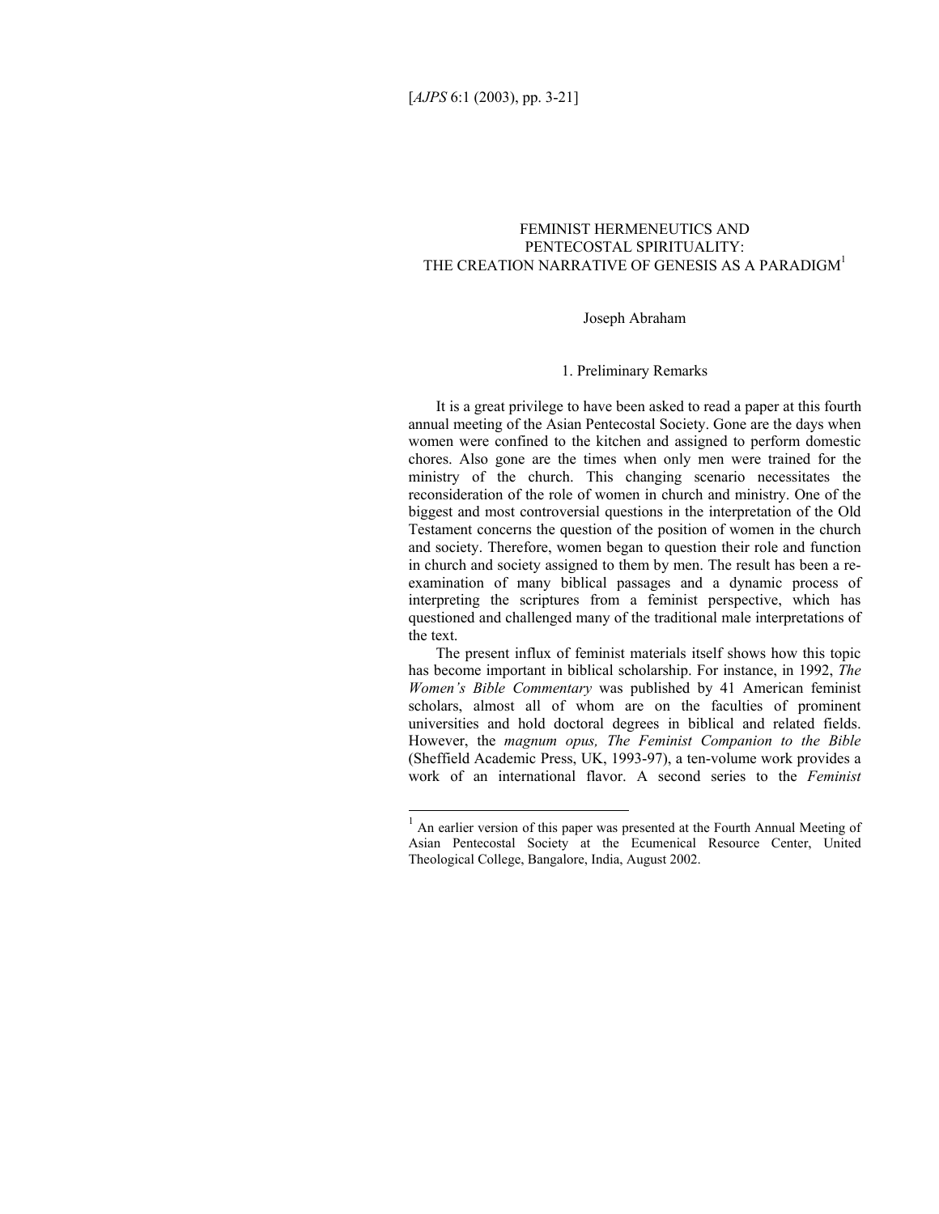# FEMINIST HERMENEUTICS AND PENTECOSTAL SPIRITUALITY: THE CREATION NARRATIVE OF GENESIS AS A PARADIGM[1]

Joseph Abraham

## 1. Preliminary Remarks

It is a great privilege to have been asked to read a paper at this fourth annual meeting of the Asian Pentecostal Society. Gone are the days when women were confined to the kitchen and assigned to perform domestic chores. Also gone are the times when only men were trained for the ministry of the church. This changing scenario necessitates the reconsideration of the role of women in church and ministry. One of the biggest and most controversial questions in the interpretation of the Old Testament concerns the question of the position of women in the church and society. Therefore, women began to question their role and function in church and society assigned to them by men. The result has been a re-examination of many biblical passages and a dynamic process of interpreting the scriptures from a feminist perspective, which has questioned and challenged many of the traditional male interpretations of the text.

The present influx of feminist materials itself shows how this topic has become important in biblical scholarship. For instance, in 1992, *The Women's Bible Commentary* was published by 41 American feminist scholars, almost all of whom are on the faculties of prominent universities and hold doctoral degrees in biblical and related fields. However, the *magnum opus, The Feminist Companion to the Bible* (Sheffield Academic Press, UK, 1993-97), a ten-volume work provides a work of an international flavor. A second series to the *Feminist*

---

[1] An earlier version of this paper was presented at the Fourth Annual Meeting of Asian Pentecostal Society at the Ecumenical Resource Center, United Theological College, Bangalore, India, August 2002.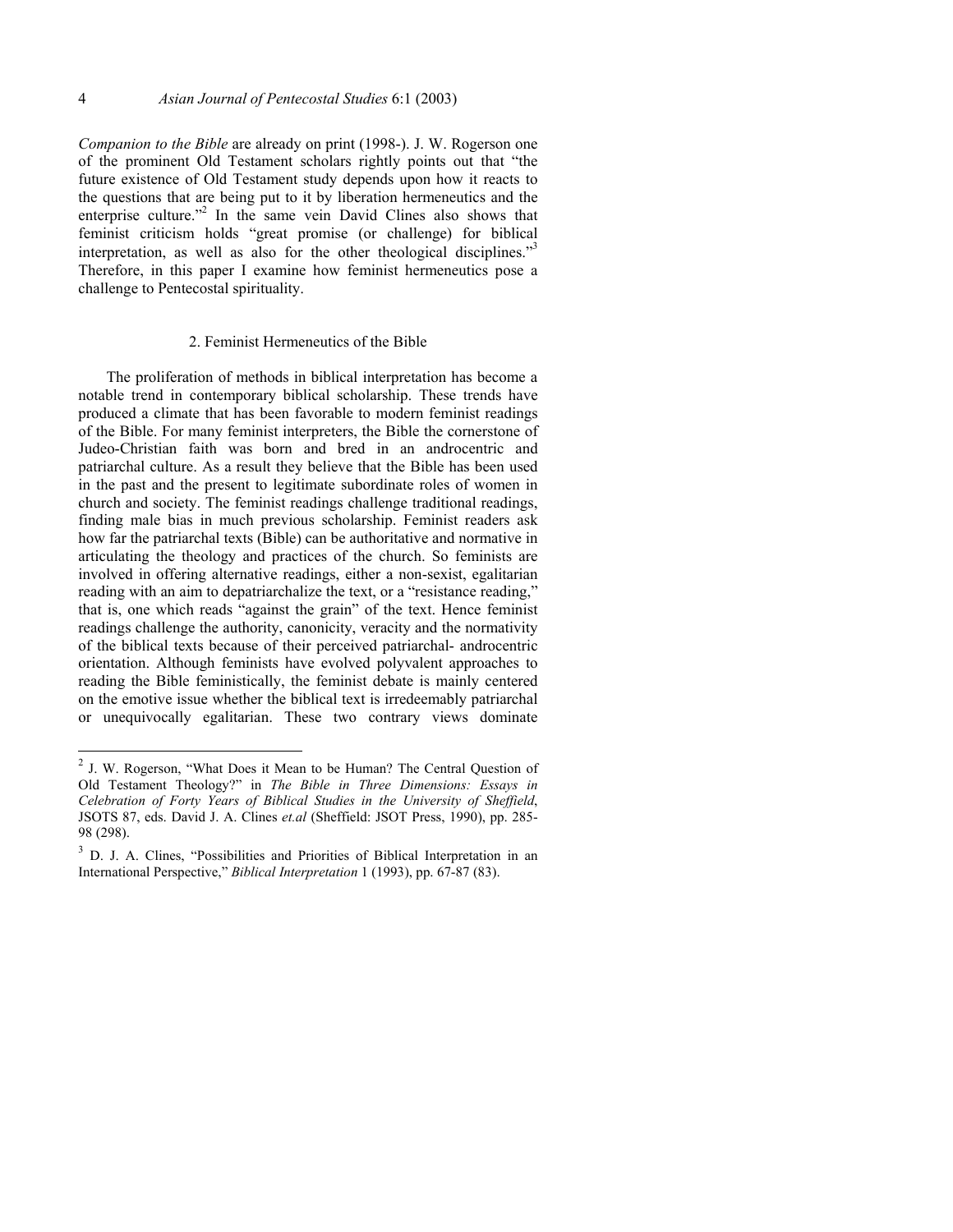*Companion to the Bible* are already on print (1998-). J. W. Rogerson one of the prominent Old Testament scholars rightly points out that "the future existence of Old Testament study depends upon how it reacts to the questions that are being put to it by liberation hermeneutics and the enterprise culture."[2] In the same vein David Clines also shows that feminist criticism holds "great promise (or challenge) for biblical interpretation, as well as also for the other theological disciplines."[3] Therefore, in this paper I examine how feminist hermeneutics pose a challenge to Pentecostal spirituality.

## 2. Feminist Hermeneutics of the Bible

The proliferation of methods in biblical interpretation has become a notable trend in contemporary biblical scholarship. These trends have produced a climate that has been favorable to modern feminist readings of the Bible. For many feminist interpreters, the Bible the cornerstone of Judeo-Christian faith was born and bred in an androcentric and patriarchal culture. As a result they believe that the Bible has been used in the past and the present to legitimate subordinate roles of women in church and society. The feminist readings challenge traditional readings, finding male bias in much previous scholarship. Feminist readers ask how far the patriarchal texts (Bible) can be authoritative and normative in articulating the theology and practices of the church. So feminists are involved in offering alternative readings, either a non-sexist, egalitarian reading with an aim to depatriarchalize the text, or a "resistance reading," that is, one which reads "against the grain" of the text. Hence feminist readings challenge the authority, canonicity, veracity and the normativity of the biblical texts because of their perceived patriarchal- androcentric orientation. Although feminists have evolved polyvalent approaches to reading the Bible feministically, the feminist debate is mainly centered on the emotive issue whether the biblical text is irredeemably patriarchal or unequivocally egalitarian. These two contrary views dominate

---

[2] J. W. Rogerson, "What Does it Mean to be Human? The Central Question of Old Testament Theology?" in *The Bible in Three Dimensions: Essays in Celebration of Forty Years of Biblical Studies in the University of Sheffield*, JSOTS 87, eds. David J. A. Clines *et.al* (Sheffield: JSOT Press, 1990), pp. 285-98 (298).

[3] D. J. A. Clines, "Possibilities and Priorities of Biblical Interpretation in an International Perspective," *Biblical Interpretation* 1 (1993), pp. 67-87 (83).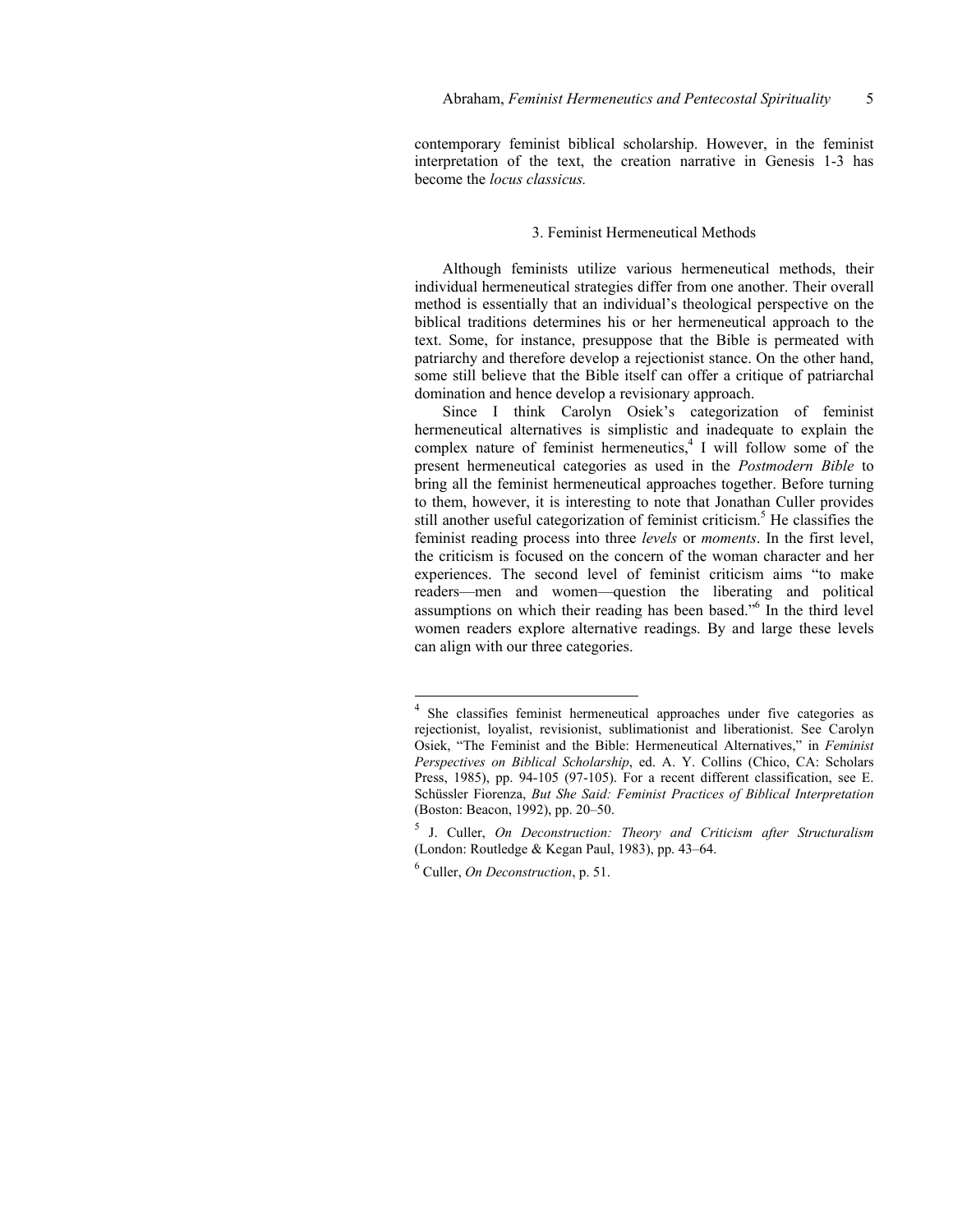contemporary feminist biblical scholarship. However, in the feminist interpretation of the text, the creation narrative in Genesis 1-3 has become the *locus classicus.*

## 3. Feminist Hermeneutical Methods

Although feminists utilize various hermeneutical methods, their individual hermeneutical strategies differ from one another. Their overall method is essentially that an individual's theological perspective on the biblical traditions determines his or her hermeneutical approach to the text. Some, for instance, presuppose that the Bible is permeated with patriarchy and therefore develop a rejectionist stance. On the other hand, some still believe that the Bible itself can offer a critique of patriarchal domination and hence develop a revisionary approach.

Since I think Carolyn Osiek's categorization of feminist hermeneutical alternatives is simplistic and inadequate to explain the complex nature of feminist hermeneutics,[4] I will follow some of the present hermeneutical categories as used in the *Postmodern Bible* to bring all the feminist hermeneutical approaches together. Before turning to them, however, it is interesting to note that Jonathan Culler provides still another useful categorization of feminist criticism.[5] He classifies the feminist reading process into three *levels* or *moments*. In the first level, the criticism is focused on the concern of the woman character and her experiences. The second level of feminist criticism aims "to make readers—men and women—question the liberating and political assumptions on which their reading has been based."[6] In the third level women readers explore alternative readings. By and large these levels can align with our three categories.

---

[4] She classifies feminist hermeneutical approaches under five categories as rejectionist, loyalist, revisionist, sublimationist and liberationist. See Carolyn Osiek, "The Feminist and the Bible: Hermeneutical Alternatives," in *Feminist Perspectives on Biblical Scholarship*, ed. A. Y. Collins (Chico, CA: Scholars Press, 1985), pp. 94-105 (97-105). For a recent different classification, see E. Schüssler Fiorenza, *But She Said: Feminist Practices of Biblical Interpretation* (Boston: Beacon, 1992), pp. 20–50.

[5] J. Culler, *On Deconstruction: Theory and Criticism after Structuralism* (London: Routledge & Kegan Paul, 1983), pp. 43–64.

[6] Culler, *On Deconstruction*, p. 51.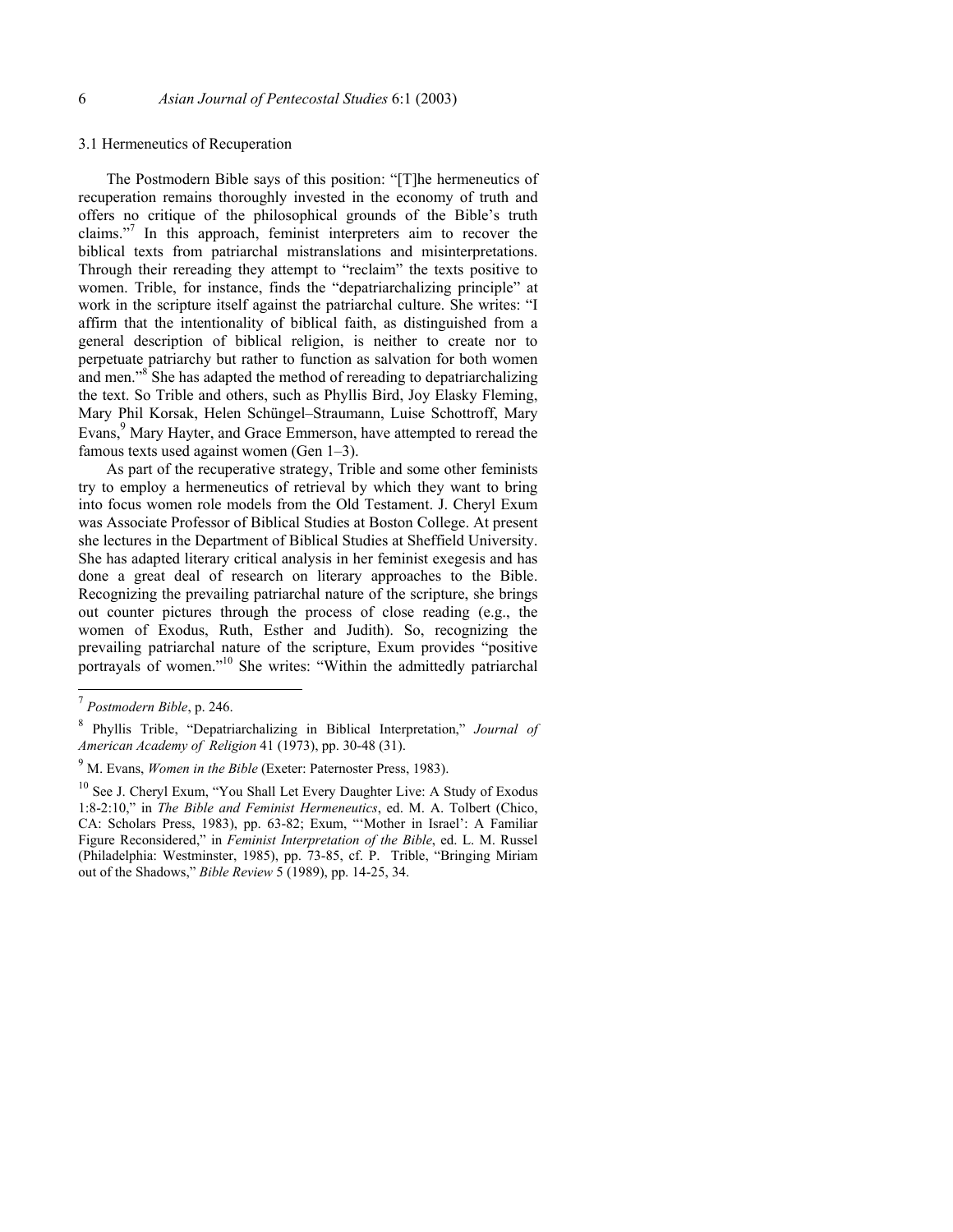### 3.1 Hermeneutics of Recuperation

The Postmodern Bible says of this position: "[T]he hermeneutics of recuperation remains thoroughly invested in the economy of truth and offers no critique of the philosophical grounds of the Bible's truth claims."[7] In this approach, feminist interpreters aim to recover the biblical texts from patriarchal mistranslations and misinterpretations. Through their rereading they attempt to "reclaim" the texts positive to women. Trible, for instance, finds the "depatriarchalizing principle" at work in the scripture itself against the patriarchal culture. She writes: "I affirm that the intentionality of biblical faith, as distinguished from a general description of biblical religion, is neither to create nor to perpetuate patriarchy but rather to function as salvation for both women and men."[8] She has adapted the method of rereading to depatriarchalizing the text. So Trible and others, such as Phyllis Bird, Joy Elasky Fleming, Mary Phil Korsak, Helen Schüngel–Straumann, Luise Schottroff, Mary Evans,[9] Mary Hayter, and Grace Emmerson, have attempted to reread the famous texts used against women (Gen 1–3).

As part of the recuperative strategy, Trible and some other feminists try to employ a hermeneutics of retrieval by which they want to bring into focus women role models from the Old Testament. J. Cheryl Exum was Associate Professor of Biblical Studies at Boston College. At present she lectures in the Department of Biblical Studies at Sheffield University. She has adapted literary critical analysis in her feminist exegesis and has done a great deal of research on literary approaches to the Bible. Recognizing the prevailing patriarchal nature of the scripture, she brings out counter pictures through the process of close reading (e.g., the women of Exodus, Ruth, Esther and Judith). So, recognizing the prevailing patriarchal nature of the scripture, Exum provides "positive portrayals of women."[10] She writes: "Within the admittedly patriarchal

---

[7] *Postmodern Bible*, p. 246.

[8] Phyllis Trible, "Depatriarchalizing in Biblical Interpretation," *Journal of American Academy of Religion* 41 (1973), pp. 30-48 (31).

[9] M. Evans, *Women in the Bible* (Exeter: Paternoster Press, 1983).

[10] See J. Cheryl Exum, "You Shall Let Every Daughter Live: A Study of Exodus 1:8-2:10," in *The Bible and Feminist Hermeneutics*, ed. M. A. Tolbert (Chico, CA: Scholars Press, 1983), pp. 63-82; Exum, "'Mother in Israel': A Familiar Figure Reconsidered," in *Feminist Interpretation of the Bible*, ed. L. M. Russel (Philadelphia: Westminster, 1985), pp. 73-85, cf. P. Trible, "Bringing Miriam out of the Shadows," *Bible Review* 5 (1989), pp. 14-25, 34.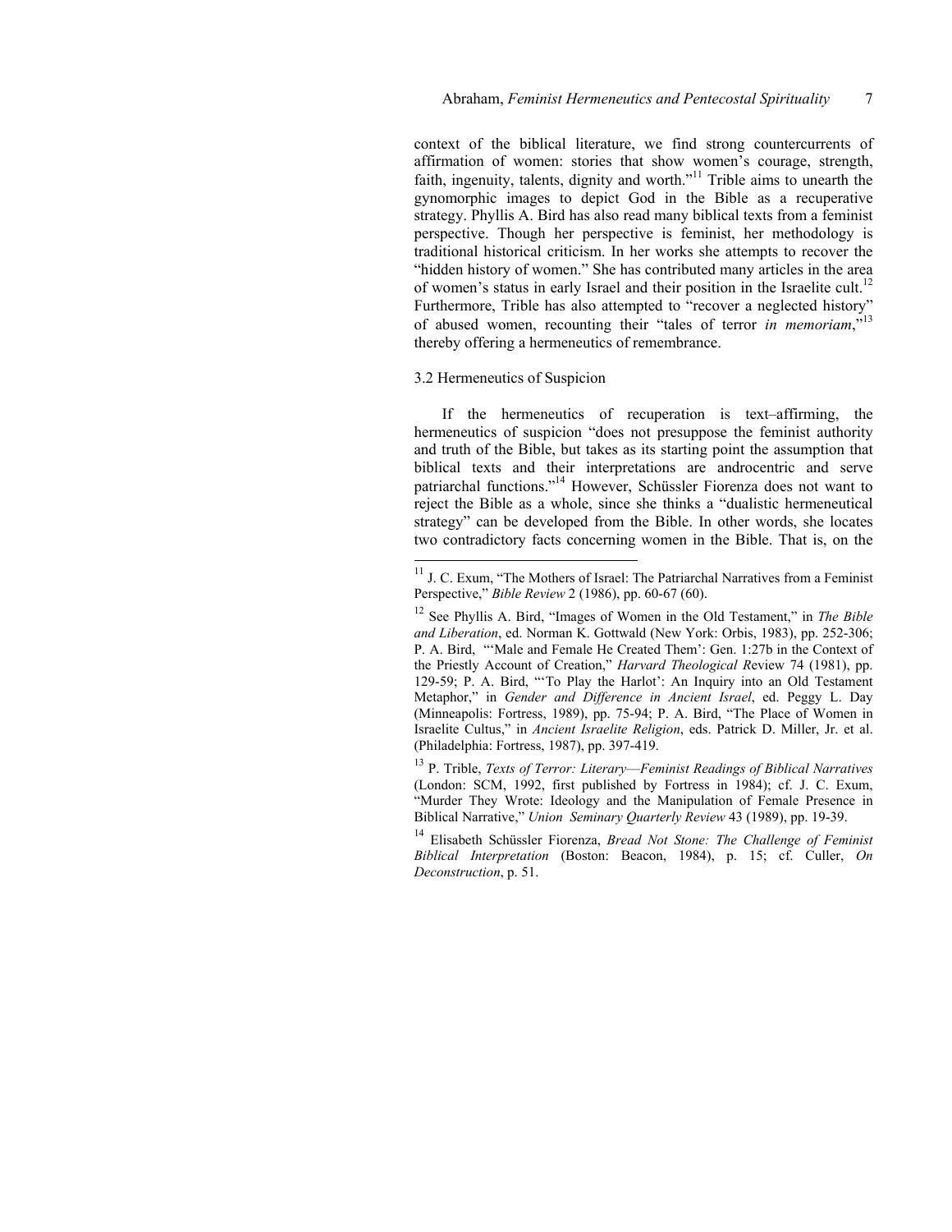context of the biblical literature, we find strong countercurrents of affirmation of women: stories that show women's courage, strength, faith, ingenuity, talents, dignity and worth."[11] Trible aims to unearth the gynomorphic images to depict God in the Bible as a recuperative strategy. Phyllis A. Bird has also read many biblical texts from a feminist perspective. Though her perspective is feminist, her methodology is traditional historical criticism. In her works she attempts to recover the "hidden history of women." She has contributed many articles in the area of women's status in early Israel and their position in the Israelite cult.[12] Furthermore, Trible has also attempted to "recover a neglected history" of abused women, recounting their "tales of terror *in memoriam*,"[13] thereby offering a hermeneutics of remembrance.

### 3.2 Hermeneutics of Suspicion

If the hermeneutics of recuperation is text–affirming, the hermeneutics of suspicion "does not presuppose the feminist authority and truth of the Bible, but takes as its starting point the assumption that biblical texts and their interpretations are androcentric and serve patriarchal functions."[14] However, Schüssler Fiorenza does not want to reject the Bible as a whole, since she thinks a "dualistic hermeneutical strategy" can be developed from the Bible. In other words, she locates two contradictory facts concerning women in the Bible. That is, on the

---

[11] J. C. Exum, "The Mothers of Israel: The Patriarchal Narratives from a Feminist Perspective," *Bible Review* 2 (1986), pp. 60-67 (60).

[12] See Phyllis A. Bird, "Images of Women in the Old Testament," in *The Bible and Liberation*, ed. Norman K. Gottwald (New York: Orbis, 1983), pp. 252-306; P. A. Bird, "'Male and Female He Created Them': Gen. 1:27b in the Context of the Priestly Account of Creation," *Harvard Theological Review* 74 (1981), pp. 129-59; P. A. Bird, "'To Play the Harlot': An Inquiry into an Old Testament Metaphor," in *Gender and Difference in Ancient Israel*, ed. Peggy L. Day (Minneapolis: Fortress, 1989), pp. 75-94; P. A. Bird, "The Place of Women in Israelite Cultus," in *Ancient Israelite Religion*, eds. Patrick D. Miller, Jr. et al. (Philadelphia: Fortress, 1987), pp. 397-419.

[13] P. Trible, *Texts of Terror: Literary—Feminist Readings of Biblical Narratives* (London: SCM, 1992, first published by Fortress in 1984); cf. J. C. Exum, "Murder They Wrote: Ideology and the Manipulation of Female Presence in Biblical Narrative," *Union Seminary Quarterly Review* 43 (1989), pp. 19-39.

[14] Elisabeth Schüssler Fiorenza, *Bread Not Stone: The Challenge of Feminist Biblical Interpretation* (Boston: Beacon, 1984), p. 15; cf. Culler, *On Deconstruction*, p. 51.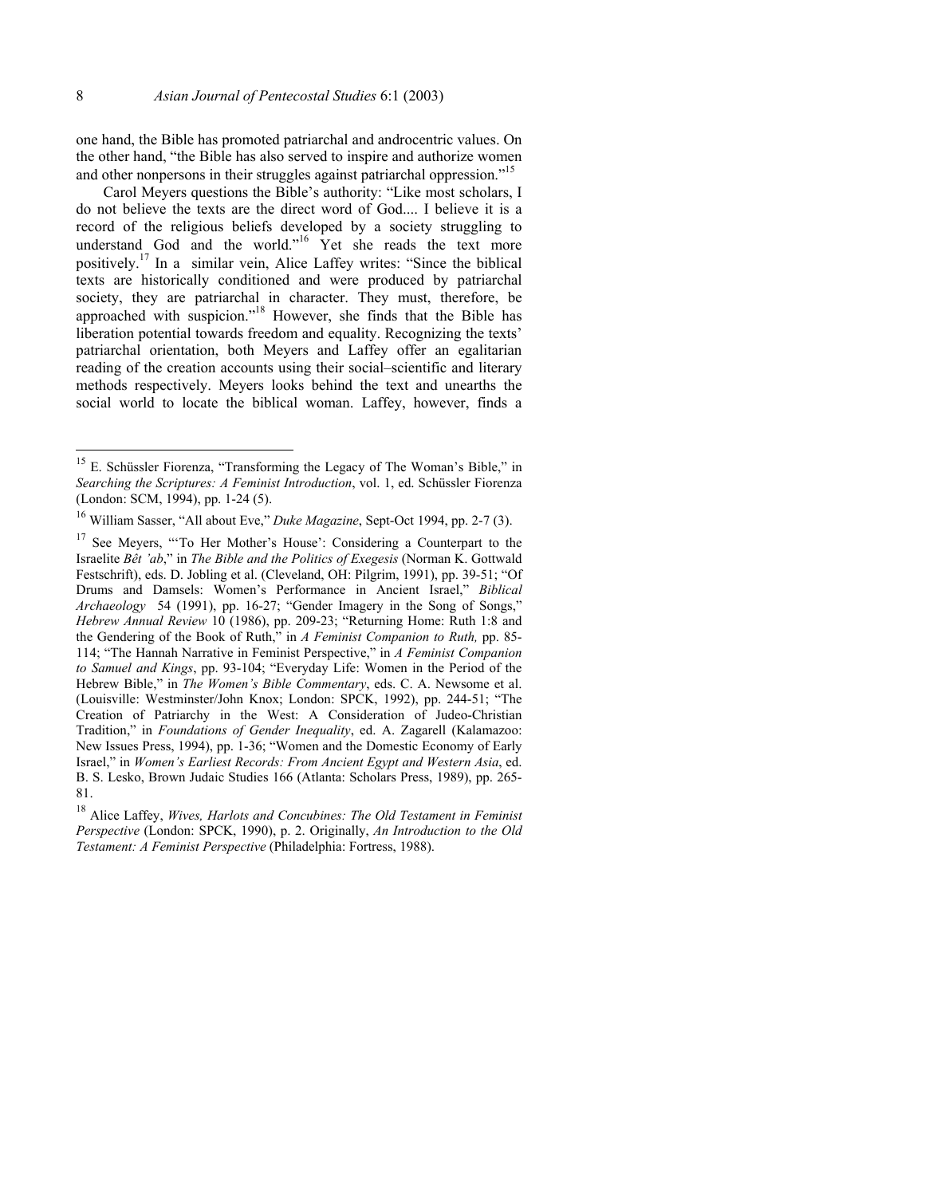one hand, the Bible has promoted patriarchal and androcentric values. On the other hand, "the Bible has also served to inspire and authorize women and other nonpersons in their struggles against patriarchal oppression."[15]

Carol Meyers questions the Bible's authority: "Like most scholars, I do not believe the texts are the direct word of God.... I believe it is a record of the religious beliefs developed by a society struggling to understand God and the world."[16] Yet she reads the text more positively.[17] In a similar vein, Alice Laffey writes: "Since the biblical texts are historically conditioned and were produced by patriarchal society, they are patriarchal in character. They must, therefore, be approached with suspicion."[18] However, she finds that the Bible has liberation potential towards freedom and equality. Recognizing the texts' patriarchal orientation, both Meyers and Laffey offer an egalitarian reading of the creation accounts using their social–scientific and literary methods respectively. Meyers looks behind the text and unearths the social world to locate the biblical woman. Laffey, however, finds a

---

[15] E. Schüssler Fiorenza, "Transforming the Legacy of The Woman's Bible," in *Searching the Scriptures: A Feminist Introduction*, vol. 1, ed. Schüssler Fiorenza (London: SCM, 1994), pp. 1-24 (5).

[16] William Sasser, "All about Eve," *Duke Magazine*, Sept-Oct 1994, pp. 2-7 (3).

[17] See Meyers, "'To Her Mother's House': Considering a Counterpart to the Israelite *Bêt 'ab*," in *The Bible and the Politics of Exegesis* (Norman K. Gottwald Festschrift), eds. D. Jobling et al. (Cleveland, OH: Pilgrim, 1991), pp. 39-51; "Of Drums and Damsels: Women's Performance in Ancient Israel," *Biblical Archaeology* 54 (1991), pp. 16-27; "Gender Imagery in the Song of Songs," *Hebrew Annual Review* 10 (1986), pp. 209-23; "Returning Home: Ruth 1:8 and the Gendering of the Book of Ruth," in *A Feminist Companion to Ruth,* pp. 85-114; "The Hannah Narrative in Feminist Perspective," in *A Feminist Companion to Samuel and Kings*, pp. 93-104; "Everyday Life: Women in the Period of the Hebrew Bible," in *The Women's Bible Commentary*, eds. C. A. Newsome et al. (Louisville: Westminster/John Knox; London: SPCK, 1992), pp. 244-51; "The Creation of Patriarchy in the West: A Consideration of Judeo-Christian Tradition," in *Foundations of Gender Inequality*, ed. A. Zagarell (Kalamazoo: New Issues Press, 1994), pp. 1-36; "Women and the Domestic Economy of Early Israel," in *Women's Earliest Records: From Ancient Egypt and Western Asia*, ed. B. S. Lesko, Brown Judaic Studies 166 (Atlanta: Scholars Press, 1989), pp. 265-81.

[18] Alice Laffey, *Wives, Harlots and Concubines: The Old Testament in Feminist Perspective* (London: SPCK, 1990), p. 2. Originally, *An Introduction to the Old Testament: A Feminist Perspective* (Philadelphia: Fortress, 1988).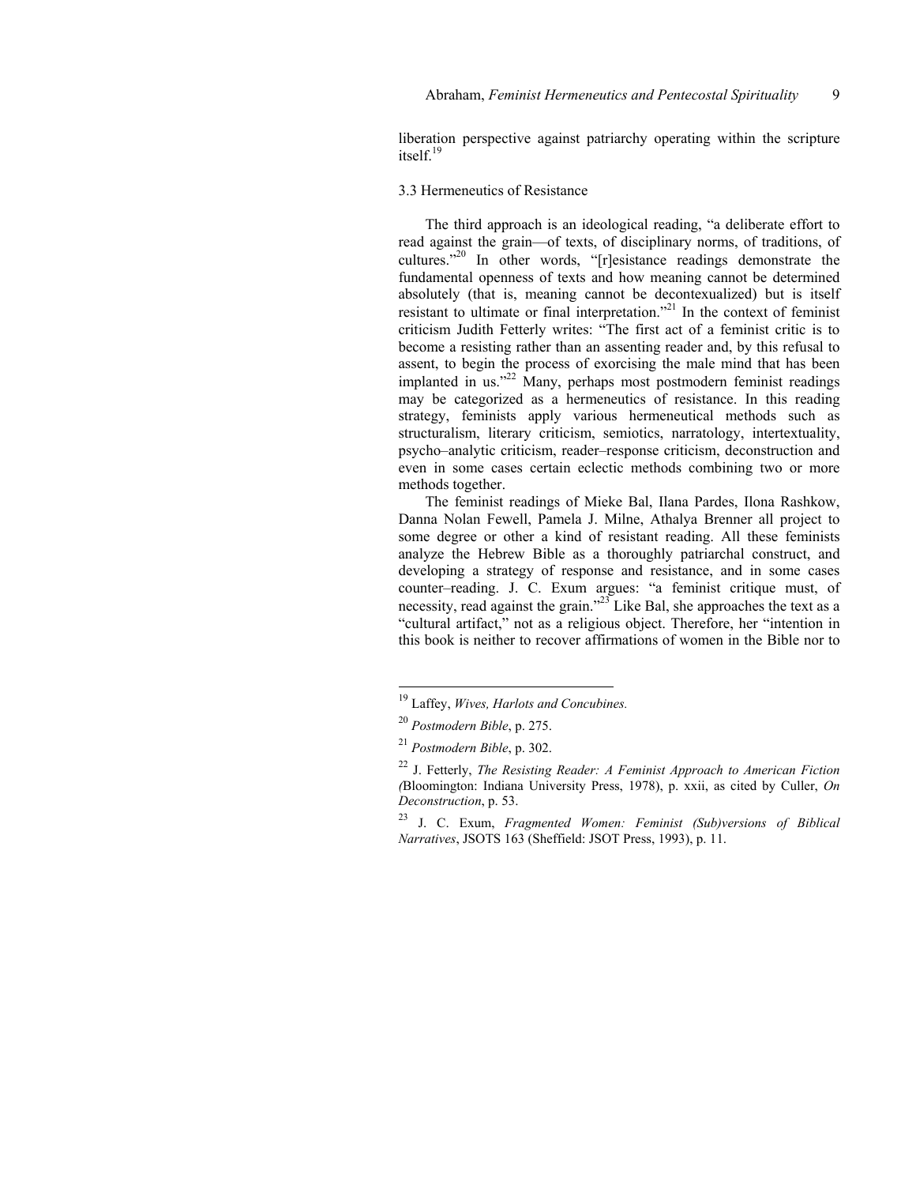liberation perspective against patriarchy operating within the scripture itself.[19]

### 3.3 Hermeneutics of Resistance

The third approach is an ideological reading, "a deliberate effort to read against the grain—of texts, of disciplinary norms, of traditions, of cultures."[20] In other words, "[r]esistance readings demonstrate the fundamental openness of texts and how meaning cannot be determined absolutely (that is, meaning cannot be decontexualized) but is itself resistant to ultimate or final interpretation."[21] In the context of feminist criticism Judith Fetterly writes: "The first act of a feminist critic is to become a resisting rather than an assenting reader and, by this refusal to assent, to begin the process of exorcising the male mind that has been implanted in us."[22] Many, perhaps most postmodern feminist readings may be categorized as a hermeneutics of resistance. In this reading strategy, feminists apply various hermeneutical methods such as structuralism, literary criticism, semiotics, narratology, intertextuality, psycho–analytic criticism, reader–response criticism, deconstruction and even in some cases certain eclectic methods combining two or more methods together.

The feminist readings of Mieke Bal, Ilana Pardes, Ilona Rashkow, Danna Nolan Fewell, Pamela J. Milne, Athalya Brenner all project to some degree or other a kind of resistant reading. All these feminists analyze the Hebrew Bible as a thoroughly patriarchal construct, and developing a strategy of response and resistance, and in some cases counter–reading. J. C. Exum argues: "a feminist critique must, of necessity, read against the grain."[23] Like Bal, she approaches the text as a "cultural artifact," not as a religious object. Therefore, her "intention in this book is neither to recover affirmations of women in the Bible nor to

---

[19] Laffey, *Wives, Harlots and Concubines.*

[20] *Postmodern Bible*, p. 275.

[21] *Postmodern Bible*, p. 302.

[22] J. Fetterly, *The Resisting Reader: A Feminist Approach to American Fiction (*Bloomington: Indiana University Press, 1978), p. xxii, as cited by Culler, *On Deconstruction*, p. 53.

[23] J. C. Exum, *Fragmented Women: Feminist (Sub)versions of Biblical Narratives*, JSOTS 163 (Sheffield: JSOT Press, 1993), p. 11.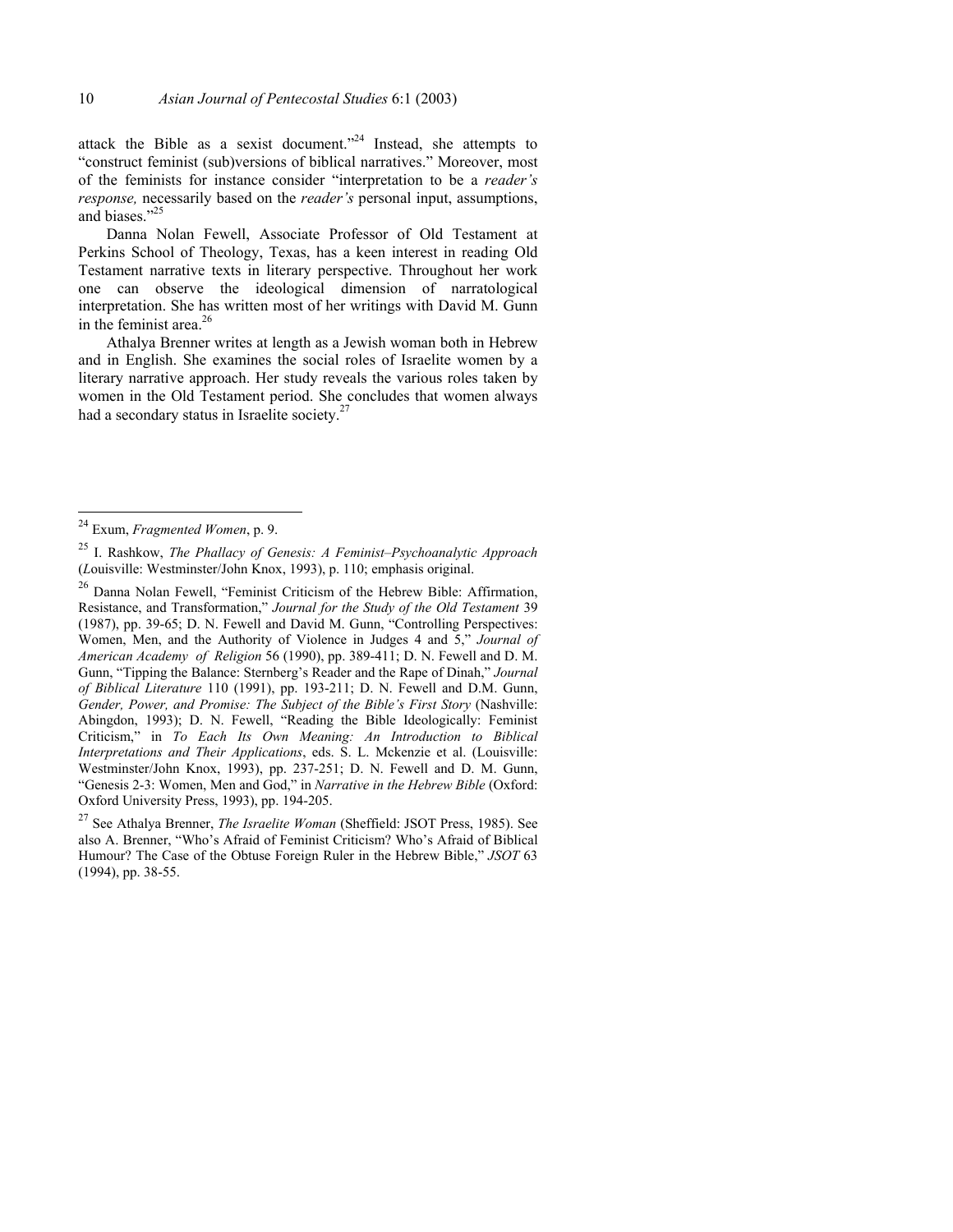attack the Bible as a sexist document."[24] Instead, she attempts to "construct feminist (sub)versions of biblical narratives." Moreover, most of the feminists for instance consider "interpretation to be a *reader's response,* necessarily based on the *reader's* personal input, assumptions, and biases."[25]

Danna Nolan Fewell, Associate Professor of Old Testament at Perkins School of Theology, Texas, has a keen interest in reading Old Testament narrative texts in literary perspective. Throughout her work one can observe the ideological dimension of narratological interpretation. She has written most of her writings with David M. Gunn in the feminist area.[26]

Athalya Brenner writes at length as a Jewish woman both in Hebrew and in English. She examines the social roles of Israelite women by a literary narrative approach. Her study reveals the various roles taken by women in the Old Testament period. She concludes that women always had a secondary status in Israelite society.[27]

---

[24] Exum, *Fragmented Women*, p. 9.

[25] I. Rashkow, *The Phallacy of Genesis: A Feminist–Psychoanalytic Approach* (*L*ouisville: Westminster/John Knox, 1993), p. 110; emphasis original.

[26] Danna Nolan Fewell, "Feminist Criticism of the Hebrew Bible: Affirmation, Resistance, and Transformation," *Journal for the Study of the Old Testament* 39 (1987), pp. 39-65; D. N. Fewell and David M. Gunn, "Controlling Perspectives: Women, Men, and the Authority of Violence in Judges 4 and 5," *Journal of American Academy of Religion* 56 (1990), pp. 389-411; D. N. Fewell and D. M. Gunn, "Tipping the Balance: Sternberg's Reader and the Rape of Dinah," *Journal of Biblical Literature* 110 (1991), pp. 193-211; D. N. Fewell and D.M. Gunn, *Gender, Power, and Promise: The Subject of the Bible's First Story* (Nashville: Abingdon, 1993); D. N. Fewell, "Reading the Bible Ideologically: Feminist Criticism," in *To Each Its Own Meaning: An Introduction to Biblical Interpretations and Their Applications*, eds. S. L. Mckenzie et al. (Louisville: Westminster/John Knox, 1993), pp. 237-251; D. N. Fewell and D. M. Gunn, "Genesis 2-3: Women, Men and God," in *Narrative in the Hebrew Bible* (Oxford: Oxford University Press, 1993), pp. 194-205.

[27] See Athalya Brenner, *The Israelite Woman* (Sheffield: JSOT Press, 1985). See also A. Brenner, "Who's Afraid of Feminist Criticism? Who's Afraid of Biblical Humour? The Case of the Obtuse Foreign Ruler in the Hebrew Bible," *JSOT* 63 (1994), pp. 38-55.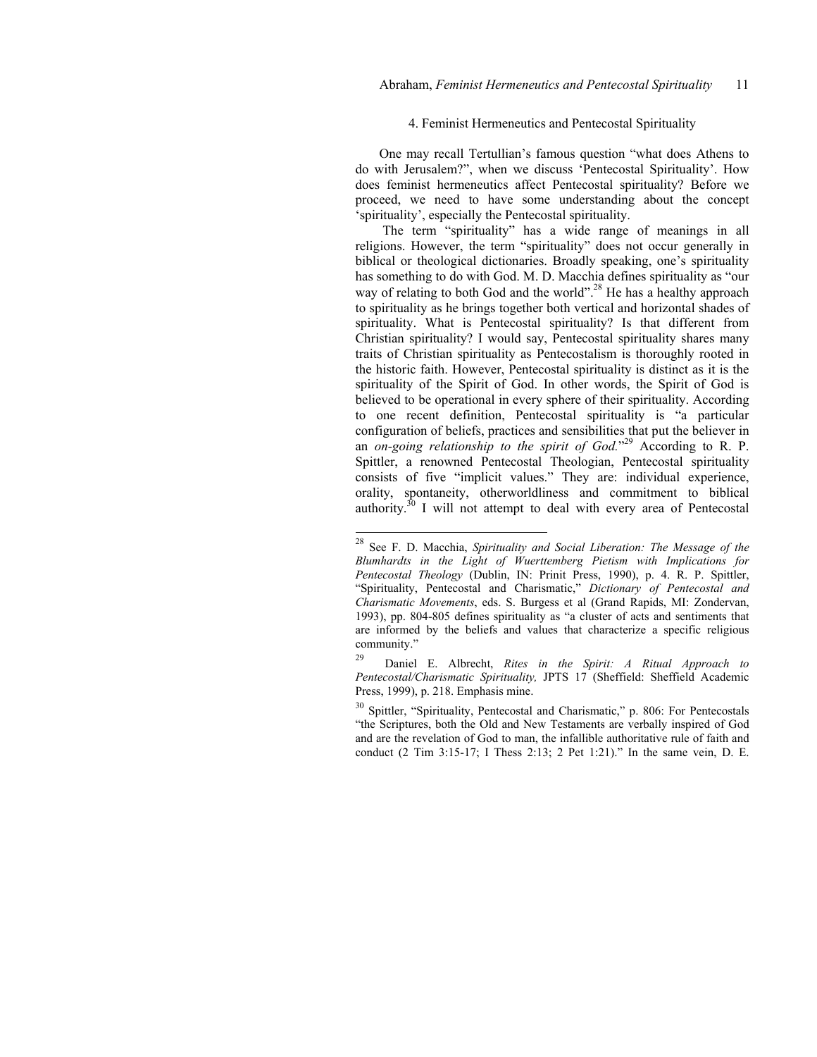## 4. Feminist Hermeneutics and Pentecostal Spirituality

One may recall Tertullian's famous question "what does Athens to do with Jerusalem?", when we discuss 'Pentecostal Spirituality'. How does feminist hermeneutics affect Pentecostal spirituality? Before we proceed, we need to have some understanding about the concept 'spirituality', especially the Pentecostal spirituality.

The term "spirituality" has a wide range of meanings in all religions. However, the term "spirituality" does not occur generally in biblical or theological dictionaries. Broadly speaking, one's spirituality has something to do with God. M. D. Macchia defines spirituality as "our way of relating to both God and the world".[28] He has a healthy approach to spirituality as he brings together both vertical and horizontal shades of spirituality. What is Pentecostal spirituality? Is that different from Christian spirituality? I would say, Pentecostal spirituality shares many traits of Christian spirituality as Pentecostalism is thoroughly rooted in the historic faith. However, Pentecostal spirituality is distinct as it is the spirituality of the Spirit of God. In other words, the Spirit of God is believed to be operational in every sphere of their spirituality. According to one recent definition, Pentecostal spirituality is "a particular configuration of beliefs, practices and sensibilities that put the believer in an *on-going relationship to the spirit of God.*"[29] According to R. P. Spittler, a renowned Pentecostal Theologian, Pentecostal spirituality consists of five "implicit values." They are: individual experience, orality, spontaneity, otherworldliness and commitment to biblical authority.[30] I will not attempt to deal with every area of Pentecostal

---

[28] See F. D. Macchia, *Spirituality and Social Liberation: The Message of the Blumhardts in the Light of Wuerttemberg Pietism with Implications for Pentecostal Theology* (Dublin, IN: Prinit Press, 1990), p. 4. R. P. Spittler, "Spirituality, Pentecostal and Charismatic," *Dictionary of Pentecostal and Charismatic Movements*, eds. S. Burgess et al (Grand Rapids, MI: Zondervan, 1993), pp. 804-805 defines spirituality as "a cluster of acts and sentiments that are informed by the beliefs and values that characterize a specific religious community."

[29] Daniel E. Albrecht, *Rites in the Spirit: A Ritual Approach to Pentecostal/Charismatic Spirituality,* JPTS 17 (Sheffield: Sheffield Academic Press, 1999), p. 218. Emphasis mine.

[30] Spittler, "Spirituality, Pentecostal and Charismatic," p. 806: For Pentecostals "the Scriptures, both the Old and New Testaments are verbally inspired of God and are the revelation of God to man, the infallible authoritative rule of faith and conduct (2 Tim 3:15-17; I Thess 2:13; 2 Pet 1:21)." In the same vein, D. E.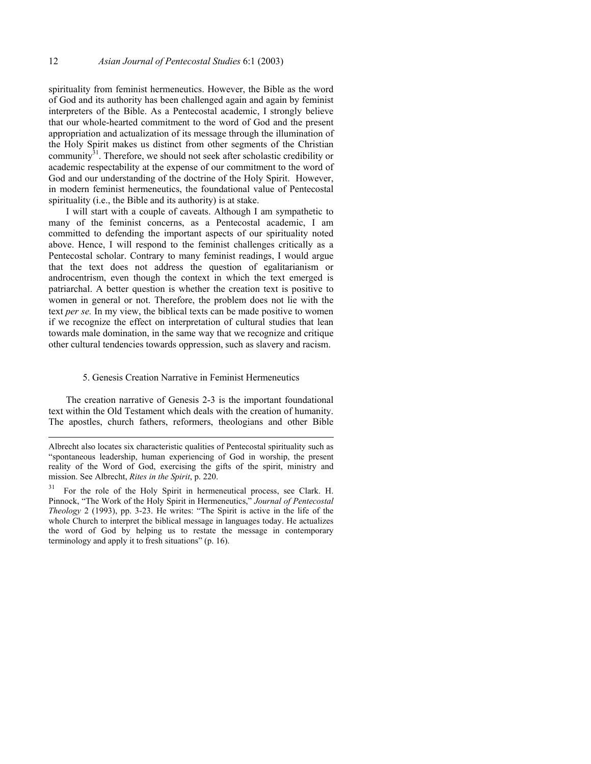spirituality from feminist hermeneutics. However, the Bible as the word of God and its authority has been challenged again and again by feminist interpreters of the Bible. As a Pentecostal academic, I strongly believe that our whole-hearted commitment to the word of God and the present appropriation and actualization of its message through the illumination of the Holy Spirit makes us distinct from other segments of the Christian community[31]. Therefore, we should not seek after scholastic credibility or academic respectability at the expense of our commitment to the word of God and our understanding of the doctrine of the Holy Spirit. However, in modern feminist hermeneutics, the foundational value of Pentecostal spirituality (i.e., the Bible and its authority) is at stake.

I will start with a couple of caveats. Although I am sympathetic to many of the feminist concerns, as a Pentecostal academic, I am committed to defending the important aspects of our spirituality noted above. Hence, I will respond to the feminist challenges critically as a Pentecostal scholar. Contrary to many feminist readings, I would argue that the text does not address the question of egalitarianism or androcentrism, even though the context in which the text emerged is patriarchal. A better question is whether the creation text is positive to women in general or not. Therefore, the problem does not lie with the text *per se.* In my view, the biblical texts can be made positive to women if we recognize the effect on interpretation of cultural studies that lean towards male domination, in the same way that we recognize and critique other cultural tendencies towards oppression, such as slavery and racism.

## 5. Genesis Creation Narrative in Feminist Hermeneutics

The creation narrative of Genesis 2-3 is the important foundational text within the Old Testament which deals with the creation of humanity. The apostles, church fathers, reformers, theologians and other Bible

---

Albrecht also locates six characteristic qualities of Pentecostal spirituality such as "spontaneous leadership, human experiencing of God in worship, the present reality of the Word of God, exercising the gifts of the spirit, ministry and mission. See Albrecht, *Rites in the Spirit*, p. 220.

[31] For the role of the Holy Spirit in hermeneutical process, see Clark. H. Pinnock, "The Work of the Holy Spirit in Hermeneutics," *Journal of Pentecostal Theology* 2 (1993), pp. 3-23. He writes: "The Spirit is active in the life of the whole Church to interpret the biblical message in languages today. He actualizes the word of God by helping us to restate the message in contemporary terminology and apply it to fresh situations" (p. 16).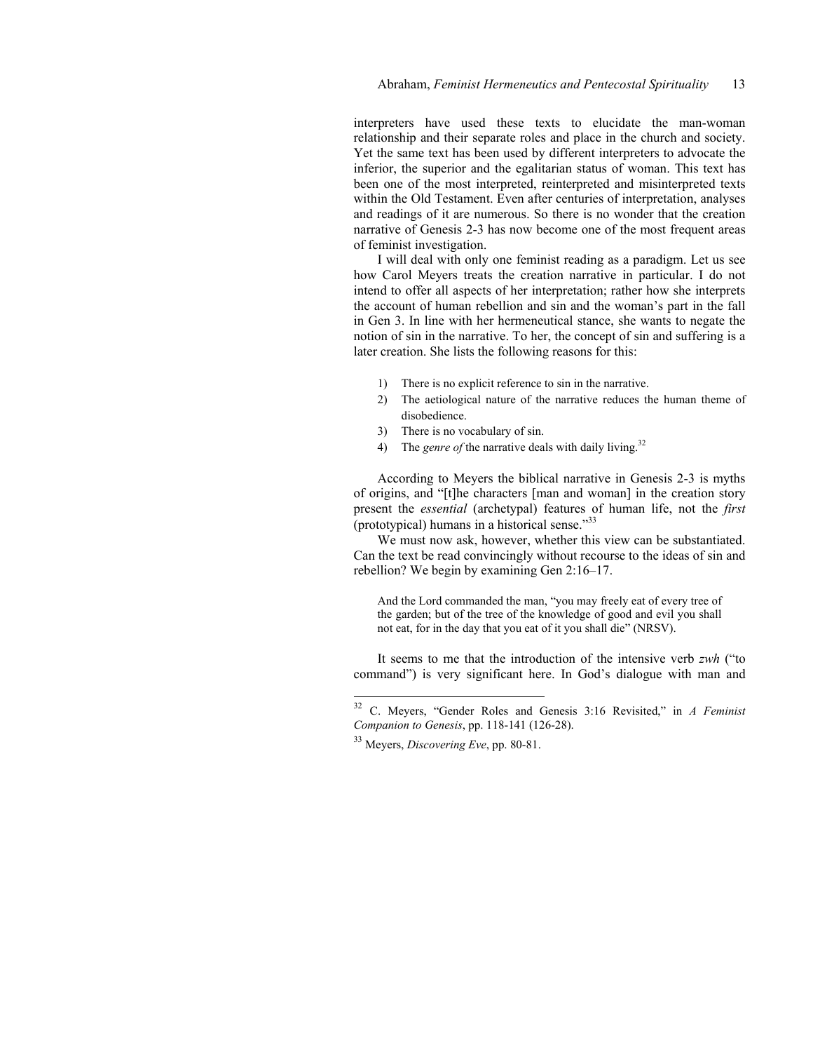interpreters have used these texts to elucidate the man-woman relationship and their separate roles and place in the church and society. Yet the same text has been used by different interpreters to advocate the inferior, the superior and the egalitarian status of woman. This text has been one of the most interpreted, reinterpreted and misinterpreted texts within the Old Testament. Even after centuries of interpretation, analyses and readings of it are numerous. So there is no wonder that the creation narrative of Genesis 2-3 has now become one of the most frequent areas of feminist investigation.

I will deal with only one feminist reading as a paradigm. Let us see how Carol Meyers treats the creation narrative in particular. I do not intend to offer all aspects of her interpretation; rather how she interprets the account of human rebellion and sin and the woman's part in the fall in Gen 3. In line with her hermeneutical stance, she wants to negate the notion of sin in the narrative. To her, the concept of sin and suffering is a later creation. She lists the following reasons for this:

1) There is no explicit reference to sin in the narrative.
2) The aetiological nature of the narrative reduces the human theme of disobedience.
3) There is no vocabulary of sin.
4) The *genre of* the narrative deals with daily living.[32]

According to Meyers the biblical narrative in Genesis 2-3 is myths of origins, and "[t]he characters [man and woman] in the creation story present the *essential* (archetypal) features of human life, not the *first* (prototypical) humans in a historical sense."[33]

We must now ask, however, whether this view can be substantiated. Can the text be read convincingly without recourse to the ideas of sin and rebellion? We begin by examining Gen 2:16–17.

> And the Lord commanded the man, "you may freely eat of every tree of the garden; but of the tree of the knowledge of good and evil you shall not eat, for in the day that you eat of it you shall die" (NRSV).

It seems to me that the introduction of the intensive verb *zwh* ("to command") is very significant here. In God's dialogue with man and

---

[32] C. Meyers, "Gender Roles and Genesis 3:16 Revisited," in *A Feminist Companion to Genesis*, pp. 118-141 (126-28).

[33] Meyers, *Discovering Eve*, pp. 80-81.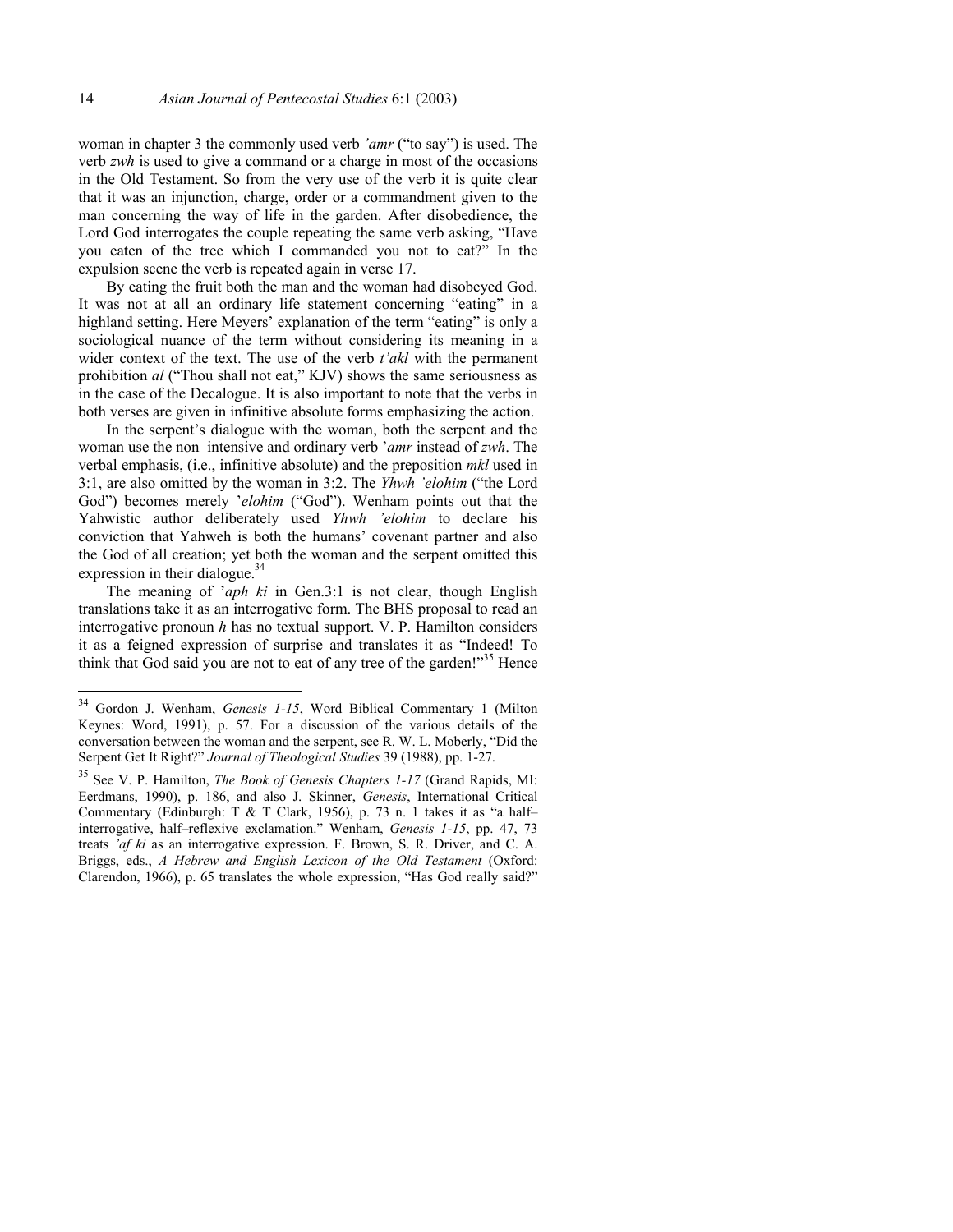woman in chapter 3 the commonly used verb *'amr* ("to say") is used. The verb *zwh* is used to give a command or a charge in most of the occasions in the Old Testament. So from the very use of the verb it is quite clear that it was an injunction, charge, order or a commandment given to the man concerning the way of life in the garden. After disobedience, the Lord God interrogates the couple repeating the same verb asking, "Have you eaten of the tree which I commanded you not to eat?" In the expulsion scene the verb is repeated again in verse 17.

By eating the fruit both the man and the woman had disobeyed God. It was not at all an ordinary life statement concerning "eating" in a highland setting. Here Meyers' explanation of the term "eating" is only a sociological nuance of the term without considering its meaning in a wider context of the text. The use of the verb *t'akl* with the permanent prohibition *al* ("Thou shall not eat," KJV) shows the same seriousness as in the case of the Decalogue. It is also important to note that the verbs in both verses are given in infinitive absolute forms emphasizing the action.

In the serpent's dialogue with the woman, both the serpent and the woman use the non–intensive and ordinary verb '*amr* instead of *zwh*. The verbal emphasis, (i.e., infinitive absolute) and the preposition *mkl* used in 3:1, are also omitted by the woman in 3:2. The *Yhwh 'elohim* ("the Lord God") becomes merely '*elohim* ("God"). Wenham points out that the Yahwistic author deliberately used *Yhwh 'elohim* to declare his conviction that Yahweh is both the humans' covenant partner and also the God of all creation; yet both the woman and the serpent omitted this expression in their dialogue.[34]

The meaning of '*aph ki* in Gen.3:1 is not clear, though English translations take it as an interrogative form. The BHS proposal to read an interrogative pronoun *h* has no textual support. V. P. Hamilton considers it as a feigned expression of surprise and translates it as "Indeed! To think that God said you are not to eat of any tree of the garden!"[35] Hence

---

[34] Gordon J. Wenham, *Genesis 1-15*, Word Biblical Commentary 1 (Milton Keynes: Word, 1991), p. 57. For a discussion of the various details of the conversation between the woman and the serpent, see R. W. L. Moberly, "Did the Serpent Get It Right?" *Journal of Theological Studies* 39 (1988), pp. 1-27.

[35] See V. P. Hamilton, *The Book of Genesis Chapters 1-17* (Grand Rapids, MI: Eerdmans, 1990), p. 186, and also J. Skinner, *Genesis*, International Critical Commentary (Edinburgh: T & T Clark, 1956), p. 73 n. 1 takes it as "a half–interrogative, half–reflexive exclamation." Wenham, *Genesis 1-15*, pp. 47, 73 treats *'af ki* as an interrogative expression. F. Brown, S. R. Driver, and C. A. Briggs, eds., *A Hebrew and English Lexicon of the Old Testament* (Oxford: Clarendon, 1966), p. 65 translates the whole expression, "Has God really said?"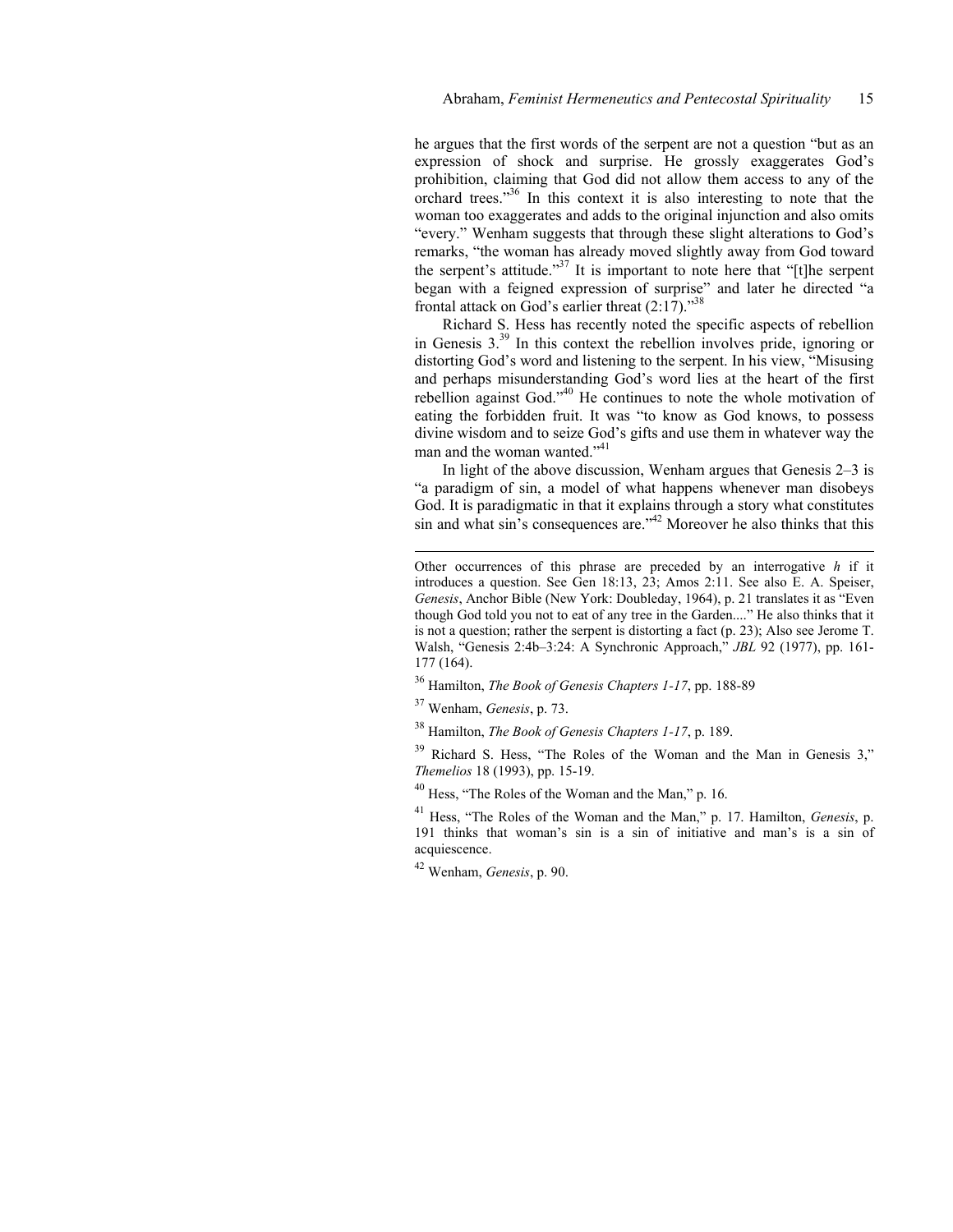he argues that the first words of the serpent are not a question "but as an expression of shock and surprise. He grossly exaggerates God's prohibition, claiming that God did not allow them access to any of the orchard trees."[36] In this context it is also interesting to note that the woman too exaggerates and adds to the original injunction and also omits "every." Wenham suggests that through these slight alterations to God's remarks, "the woman has already moved slightly away from God toward the serpent's attitude."[37] It is important to note here that "[t]he serpent began with a feigned expression of surprise" and later he directed "a frontal attack on God's earlier threat (2:17)."[38]

Richard S. Hess has recently noted the specific aspects of rebellion in Genesis 3.[39] In this context the rebellion involves pride, ignoring or distorting God's word and listening to the serpent. In his view, "Misusing and perhaps misunderstanding God's word lies at the heart of the first rebellion against God."[40] He continues to note the whole motivation of eating the forbidden fruit. It was "to know as God knows, to possess divine wisdom and to seize God's gifts and use them in whatever way the man and the woman wanted."[41]

In light of the above discussion, Wenham argues that Genesis 2–3 is "a paradigm of sin, a model of what happens whenever man disobeys God. It is paradigmatic in that it explains through a story what constitutes sin and what sin's consequences are."[42] Moreover he also thinks that this

---

Other occurrences of this phrase are preceded by an interrogative *h* if it introduces a question. See Gen 18:13, 23; Amos 2:11. See also E. A. Speiser, *Genesis*, Anchor Bible (New York: Doubleday, 1964), p. 21 translates it as "Even though God told you not to eat of any tree in the Garden...." He also thinks that it is not a question; rather the serpent is distorting a fact (p. 23); Also see Jerome T. Walsh, "Genesis 2:4b–3:24: A Synchronic Approach," *JBL* 92 (1977), pp. 161-177 (164).

[36] Hamilton, *The Book of Genesis Chapters 1-17*, pp. 188-89

[37] Wenham, *Genesis*, p. 73.

[38] Hamilton, *The Book of Genesis Chapters 1-17*, p. 189.

[39] Richard S. Hess, "The Roles of the Woman and the Man in Genesis 3," *Themelios* 18 (1993), pp. 15-19.

[40] Hess, "The Roles of the Woman and the Man," p. 16.

[41] Hess, "The Roles of the Woman and the Man," p. 17. Hamilton, *Genesis*, p. 191 thinks that woman's sin is a sin of initiative and man's is a sin of acquiescence.

[42] Wenham, *Genesis*, p. 90.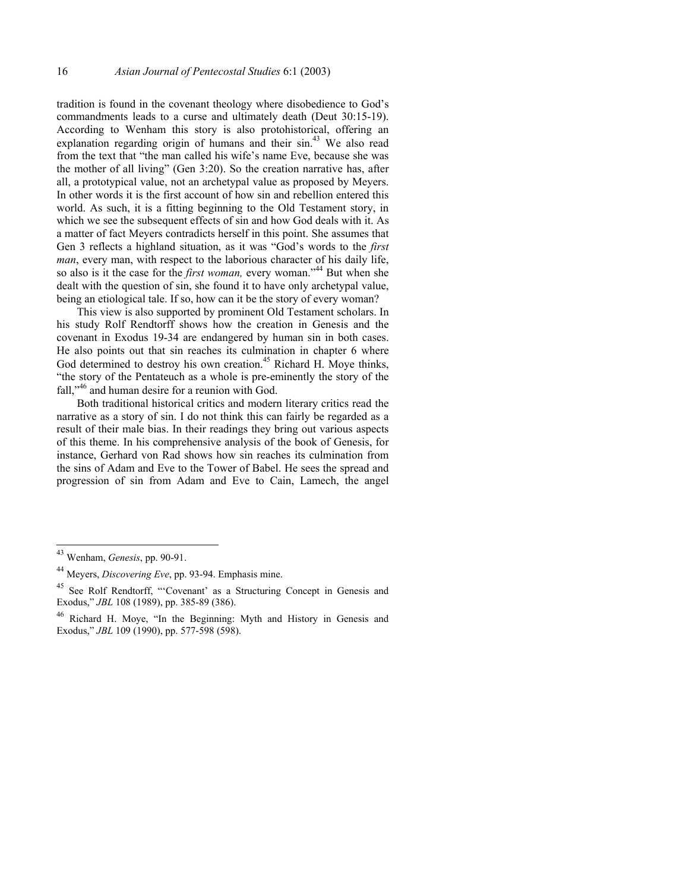tradition is found in the covenant theology where disobedience to God's commandments leads to a curse and ultimately death (Deut 30:15-19). According to Wenham this story is also protohistorical, offering an explanation regarding origin of humans and their sin.[43] We also read from the text that "the man called his wife's name Eve, because she was the mother of all living" (Gen 3:20). So the creation narrative has, after all, a prototypical value, not an archetypal value as proposed by Meyers. In other words it is the first account of how sin and rebellion entered this world. As such, it is a fitting beginning to the Old Testament story, in which we see the subsequent effects of sin and how God deals with it. As a matter of fact Meyers contradicts herself in this point. She assumes that Gen 3 reflects a highland situation, as it was "God's words to the *first man*, every man, with respect to the laborious character of his daily life, so also is it the case for the *first woman,* every woman."[44] But when she dealt with the question of sin, she found it to have only archetypal value, being an etiological tale. If so, how can it be the story of every woman?

This view is also supported by prominent Old Testament scholars. In his study Rolf Rendtorff shows how the creation in Genesis and the covenant in Exodus 19-34 are endangered by human sin in both cases. He also points out that sin reaches its culmination in chapter 6 where God determined to destroy his own creation.[45] Richard H. Moye thinks, "the story of the Pentateuch as a whole is pre-eminently the story of the fall,"[46] and human desire for a reunion with God.

Both traditional historical critics and modern literary critics read the narrative as a story of sin. I do not think this can fairly be regarded as a result of their male bias. In their readings they bring out various aspects of this theme. In his comprehensive analysis of the book of Genesis, for instance, Gerhard von Rad shows how sin reaches its culmination from the sins of Adam and Eve to the Tower of Babel. He sees the spread and progression of sin from Adam and Eve to Cain, Lamech, the angel

---

[43] Wenham, *Genesis*, pp. 90-91.

[44] Meyers, *Discovering Eve*, pp. 93-94. Emphasis mine.

[45] See Rolf Rendtorff, "'Covenant' as a Structuring Concept in Genesis and Exodus," *JBL* 108 (1989), pp. 385-89 (386).

[46] Richard H. Moye, "In the Beginning: Myth and History in Genesis and Exodus," *JBL* 109 (1990), pp. 577-598 (598).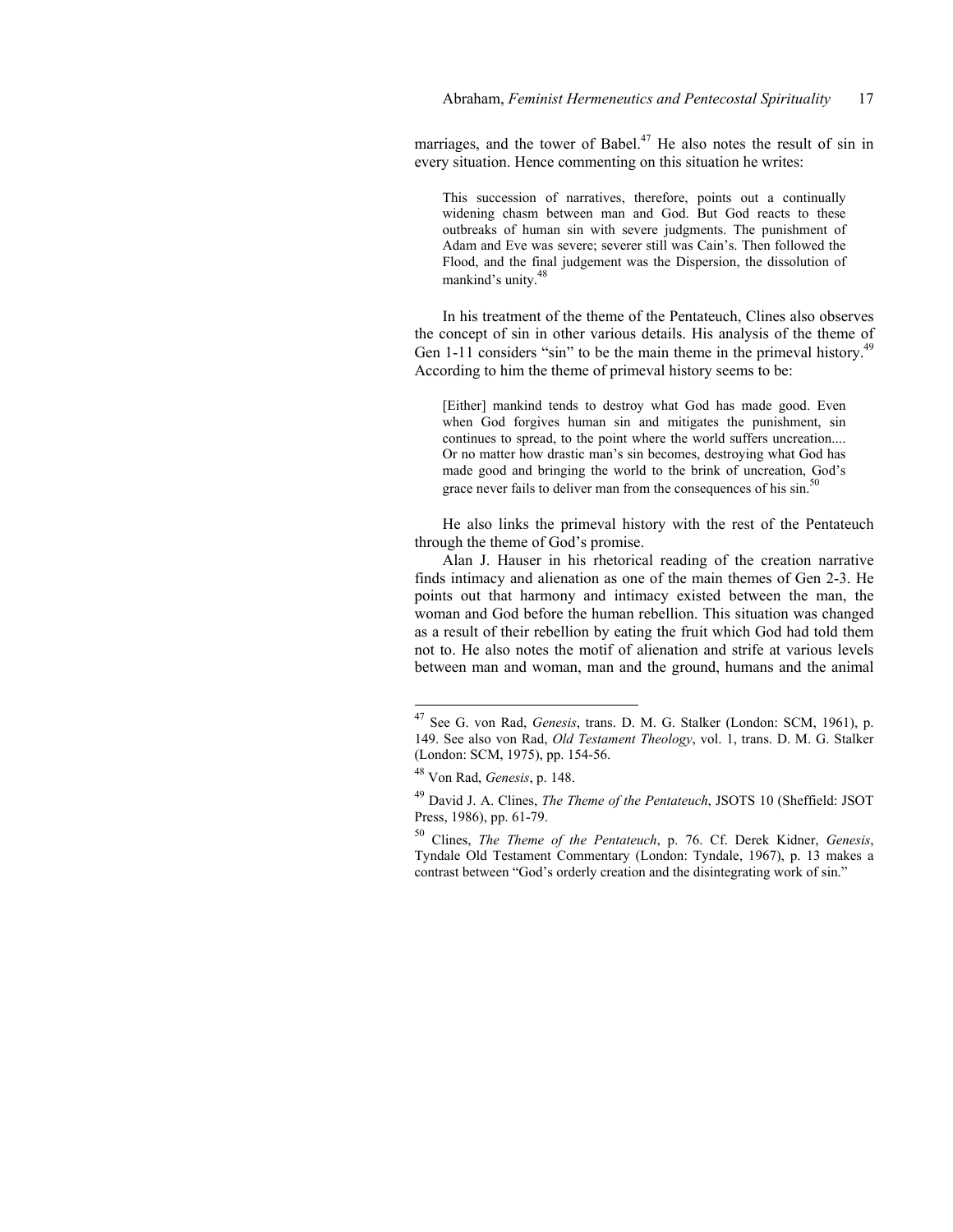marriages, and the tower of Babel.[47] He also notes the result of sin in every situation. Hence commenting on this situation he writes:

> This succession of narratives, therefore, points out a continually widening chasm between man and God. But God reacts to these outbreaks of human sin with severe judgments. The punishment of Adam and Eve was severe; severer still was Cain's. Then followed the Flood, and the final judgement was the Dispersion, the dissolution of mankind's unity.[48]

In his treatment of the theme of the Pentateuch, Clines also observes the concept of sin in other various details. His analysis of the theme of Gen 1-11 considers "sin" to be the main theme in the primeval history.[49] According to him the theme of primeval history seems to be:

> [Either] mankind tends to destroy what God has made good. Even when God forgives human sin and mitigates the punishment, sin continues to spread, to the point where the world suffers uncreation.... Or no matter how drastic man's sin becomes, destroying what God has made good and bringing the world to the brink of uncreation, God's grace never fails to deliver man from the consequences of his sin.[50]

He also links the primeval history with the rest of the Pentateuch through the theme of God's promise.

Alan J. Hauser in his rhetorical reading of the creation narrative finds intimacy and alienation as one of the main themes of Gen 2-3. He points out that harmony and intimacy existed between the man, the woman and God before the human rebellion. This situation was changed as a result of their rebellion by eating the fruit which God had told them not to. He also notes the motif of alienation and strife at various levels between man and woman, man and the ground, humans and the animal

---

[47] See G. von Rad, *Genesis*, trans. D. M. G. Stalker (London: SCM, 1961), p. 149. See also von Rad, *Old Testament Theology*, vol. 1, trans. D. M. G. Stalker (London: SCM, 1975), pp. 154-56.

[48] Von Rad, *Genesis*, p. 148.

[49] David J. A. Clines, *The Theme of the Pentateuch*, JSOTS 10 (Sheffield: JSOT Press, 1986), pp. 61-79.

[50] Clines, *The Theme of the Pentateuch*, p. 76. Cf. Derek Kidner, *Genesis*, Tyndale Old Testament Commentary (London: Tyndale, 1967), p. 13 makes a contrast between "God's orderly creation and the disintegrating work of sin."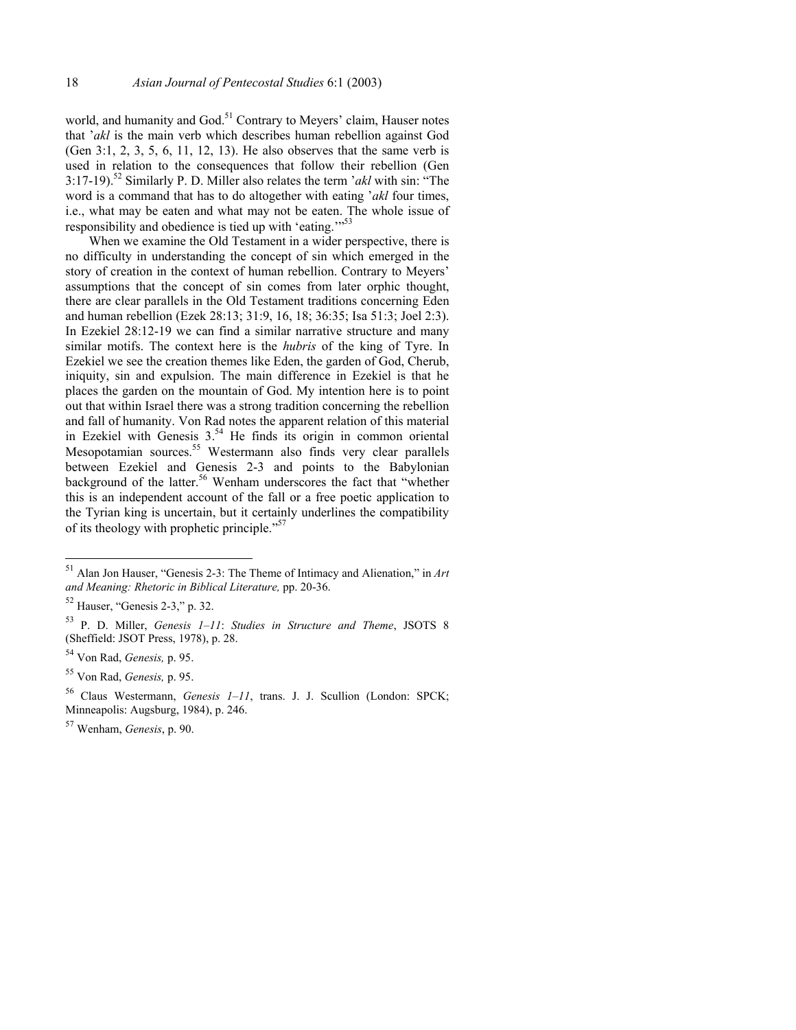world, and humanity and God.[51] Contrary to Meyers' claim, Hauser notes that '*akl* is the main verb which describes human rebellion against God (Gen 3:1, 2, 3, 5, 6, 11, 12, 13). He also observes that the same verb is used in relation to the consequences that follow their rebellion (Gen 3:17-19).[52] Similarly P. D. Miller also relates the term '*akl* with sin: "The word is a command that has to do altogether with eating '*akl* four times, i.e., what may be eaten and what may not be eaten. The whole issue of responsibility and obedience is tied up with 'eating.'"[53]

When we examine the Old Testament in a wider perspective, there is no difficulty in understanding the concept of sin which emerged in the story of creation in the context of human rebellion. Contrary to Meyers' assumptions that the concept of sin comes from later orphic thought, there are clear parallels in the Old Testament traditions concerning Eden and human rebellion (Ezek 28:13; 31:9, 16, 18; 36:35; Isa 51:3; Joel 2:3). In Ezekiel 28:12-19 we can find a similar narrative structure and many similar motifs. The context here is the *hubris* of the king of Tyre. In Ezekiel we see the creation themes like Eden, the garden of God, Cherub, iniquity, sin and expulsion. The main difference in Ezekiel is that he places the garden on the mountain of God. My intention here is to point out that within Israel there was a strong tradition concerning the rebellion and fall of humanity. Von Rad notes the apparent relation of this material in Ezekiel with Genesis 3.[54] He finds its origin in common oriental Mesopotamian sources.[55] Westermann also finds very clear parallels between Ezekiel and Genesis 2-3 and points to the Babylonian background of the latter.[56] Wenham underscores the fact that "whether this is an independent account of the fall or a free poetic application to the Tyrian king is uncertain, but it certainly underlines the compatibility of its theology with prophetic principle."[57]

---

[51] Alan Jon Hauser, "Genesis 2-3: The Theme of Intimacy and Alienation," in *Art and Meaning: Rhetoric in Biblical Literature,* pp. 20-36.

[52] Hauser, "Genesis 2-3," p. 32.

[53] P. D. Miller, *Genesis 1–11*: *Studies in Structure and Theme*, JSOTS 8 (Sheffield: JSOT Press, 1978), p. 28.

[54] Von Rad, *Genesis,* p. 95.

[55] Von Rad, *Genesis,* p. 95.

[56] Claus Westermann, *Genesis 1–11*, trans. J. J. Scullion (London: SPCK; Minneapolis: Augsburg, 1984), p. 246.

[57] Wenham, *Genesis*, p. 90.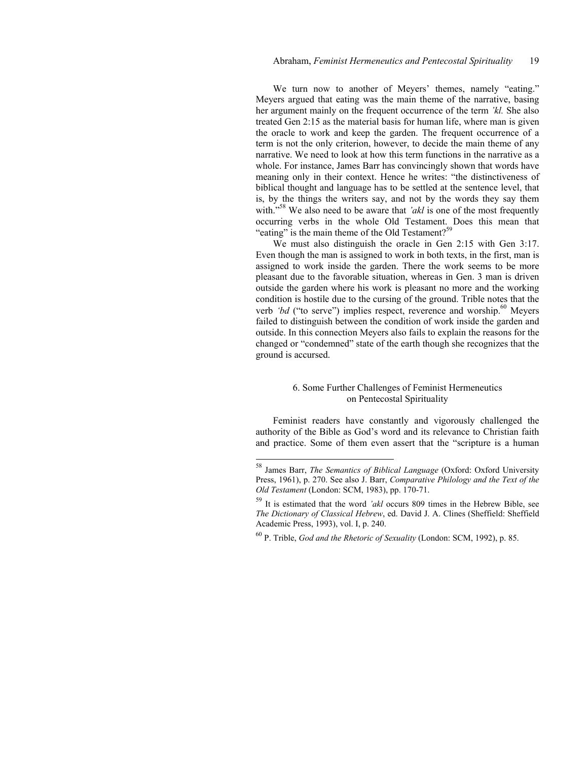We turn now to another of Meyers' themes, namely "eating." Meyers argued that eating was the main theme of the narrative, basing her argument mainly on the frequent occurrence of the term *'kl.* She also treated Gen 2:15 as the material basis for human life, where man is given the oracle to work and keep the garden. The frequent occurrence of a term is not the only criterion, however, to decide the main theme of any narrative. We need to look at how this term functions in the narrative as a whole. For instance, James Barr has convincingly shown that words have meaning only in their context. Hence he writes: "the distinctiveness of biblical thought and language has to be settled at the sentence level, that is, by the things the writers say, and not by the words they say them with."[58] We also need to be aware that *'akl* is one of the most frequently occurring verbs in the whole Old Testament. Does this mean that "eating" is the main theme of the Old Testament?[59]

We must also distinguish the oracle in Gen 2:15 with Gen 3:17. Even though the man is assigned to work in both texts, in the first, man is assigned to work inside the garden. There the work seems to be more pleasant due to the favorable situation, whereas in Gen. 3 man is driven outside the garden where his work is pleasant no more and the working condition is hostile due to the cursing of the ground. Trible notes that the verb *'bd* ("to serve") implies respect, reverence and worship.[60] Meyers failed to distinguish between the condition of work inside the garden and outside. In this connection Meyers also fails to explain the reasons for the changed or "condemned" state of the earth though she recognizes that the ground is accursed.

## 6. Some Further Challenges of Feminist Hermeneutics on Pentecostal Spirituality

Feminist readers have constantly and vigorously challenged the authority of the Bible as God's word and its relevance to Christian faith and practice. Some of them even assert that the "scripture is a human

---

[58] James Barr, *The Semantics of Biblical Language* (Oxford: Oxford University Press, 1961), p. 270. See also J. Barr, *Comparative Philology and the Text of the Old Testament* (London: SCM, 1983), pp. 170-71.

[59] It is estimated that the word *'akl* occurs 809 times in the Hebrew Bible, see *The Dictionary of Classical Hebrew*, ed. David J. A. Clines (Sheffield: Sheffield Academic Press, 1993), vol. I, p. 240.

[60] P. Trible, *God and the Rhetoric of Sexuality* (London: SCM, 1992), p. 85.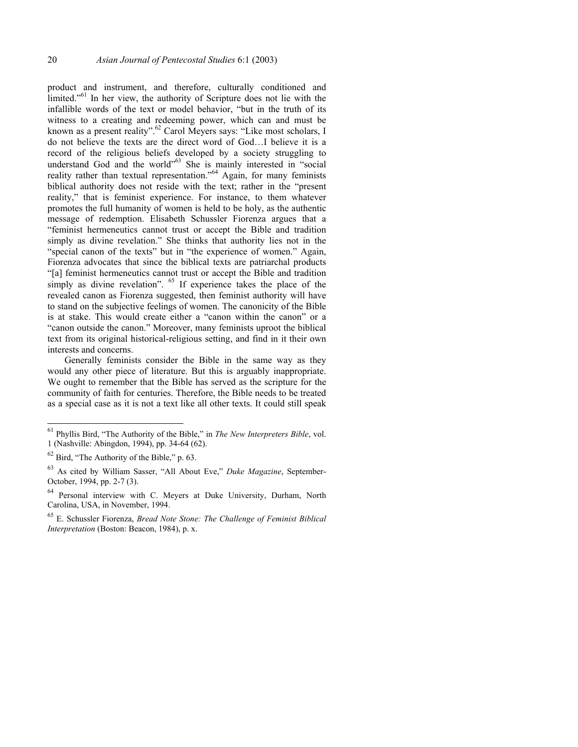product and instrument, and therefore, culturally conditioned and limited."[61] In her view, the authority of Scripture does not lie with the infallible words of the text or model behavior, "but in the truth of its witness to a creating and redeeming power, which can and must be known as a present reality".[62] Carol Meyers says: "Like most scholars, I do not believe the texts are the direct word of God…I believe it is a record of the religious beliefs developed by a society struggling to understand God and the world"[63] She is mainly interested in "social reality rather than textual representation."[64] Again, for many feminists biblical authority does not reside with the text; rather in the "present reality," that is feminist experience. For instance, to them whatever promotes the full humanity of women is held to be holy, as the authentic message of redemption. Elisabeth Schussler Fiorenza argues that a "feminist hermeneutics cannot trust or accept the Bible and tradition simply as divine revelation." She thinks that authority lies not in the "special canon of the texts" but in "the experience of women." Again, Fiorenza advocates that since the biblical texts are patriarchal products "[a] feminist hermeneutics cannot trust or accept the Bible and tradition simply as divine revelation". [65] If experience takes the place of the revealed canon as Fiorenza suggested, then feminist authority will have to stand on the subjective feelings of women. The canonicity of the Bible is at stake. This would create either a "canon within the canon" or a "canon outside the canon." Moreover, many feminists uproot the biblical text from its original historical-religious setting, and find in it their own interests and concerns.

Generally feminists consider the Bible in the same way as they would any other piece of literature. But this is arguably inappropriate. We ought to remember that the Bible has served as the scripture for the community of faith for centuries. Therefore, the Bible needs to be treated as a special case as it is not a text like all other texts. It could still speak

---

[61] Phyllis Bird, "The Authority of the Bible," in *The New Interpreters Bible*, vol. 1 (Nashville: Abingdon, 1994), pp. 34-64 (62).

[62] Bird, "The Authority of the Bible," p. 63.

[63] As cited by William Sasser, "All About Eve," *Duke Magazine*, September-October, 1994, pp. 2-7 (3).

[64] Personal interview with C. Meyers at Duke University, Durham, North Carolina, USA, in November, 1994.

[65] E. Schussler Fiorenza, *Bread Note Stone: The Challenge of Feminist Biblical Interpretation* (Boston: Beacon, 1984), p. x.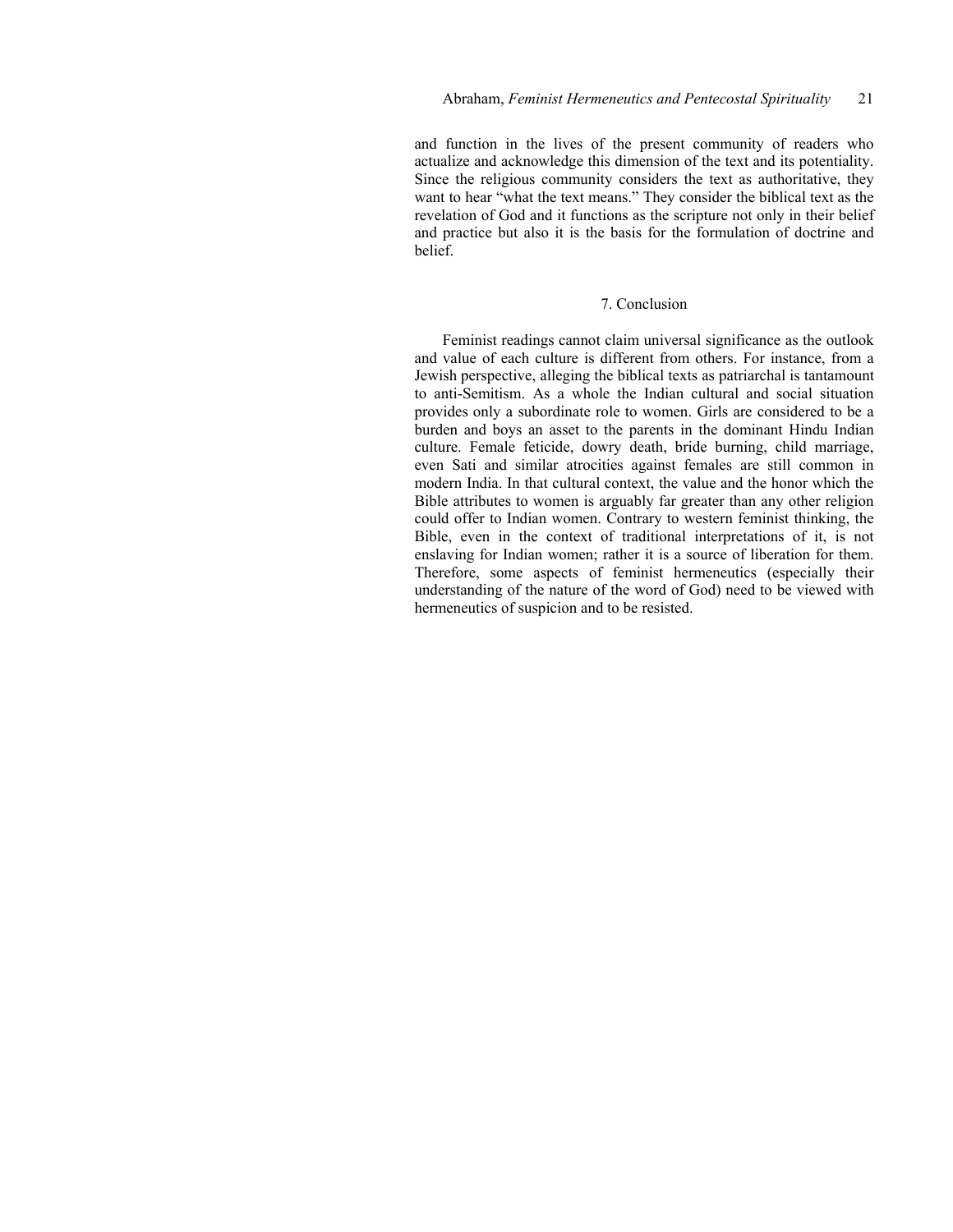and function in the lives of the present community of readers who actualize and acknowledge this dimension of the text and its potentiality. Since the religious community considers the text as authoritative, they want to hear "what the text means." They consider the biblical text as the revelation of God and it functions as the scripture not only in their belief and practice but also it is the basis for the formulation of doctrine and belief.

## 7. Conclusion

Feminist readings cannot claim universal significance as the outlook and value of each culture is different from others. For instance, from a Jewish perspective, alleging the biblical texts as patriarchal is tantamount to anti-Semitism. As a whole the Indian cultural and social situation provides only a subordinate role to women. Girls are considered to be a burden and boys an asset to the parents in the dominant Hindu Indian culture. Female feticide, dowry death, bride burning, child marriage, even Sati and similar atrocities against females are still common in modern India. In that cultural context, the value and the honor which the Bible attributes to women is arguably far greater than any other religion could offer to Indian women. Contrary to western feminist thinking, the Bible, even in the context of traditional interpretations of it, is not enslaving for Indian women; rather it is a source of liberation for them. Therefore, some aspects of feminist hermeneutics (especially their understanding of the nature of the word of God) need to be viewed with hermeneutics of suspicion and to be resisted.